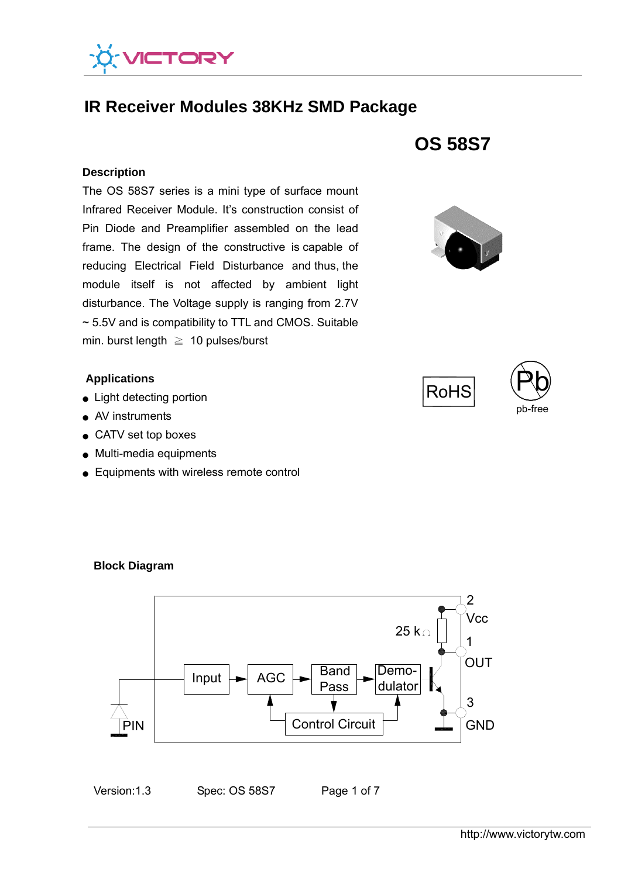# IR Receiver Modules 38KHz SMD Package

## OS 58S7

### Description

The OS 58S7 series is a mini type of surface mount Infrared Receiver Module. It's construction consist of Pin Diode and Preamplifier assembled on the lead frame. The design of the constructive is capable of reducing Electrical Field Disturbance and thus, the module itself is not affected by ambient light disturbance. The Voltage supply is ranging from 2.7V ~ 5.5V and is compatibility to TTL and CMOS. Suitable min. burst length ≧ 10 pulses/burst

RoHS

pb-free

### Applications

- Light detecting portion
- AV instruments
- CATV set top boxes
- Multi-media equipments
- Equipments with wireless remote control

### Block Diagram

Input → AGC → Band Pass → Demo-dulator

Control Circuit

PIN

25 kΩ

2 Vcc

1 OUT

3 GND

Version:1.3 Spec: OS 58S7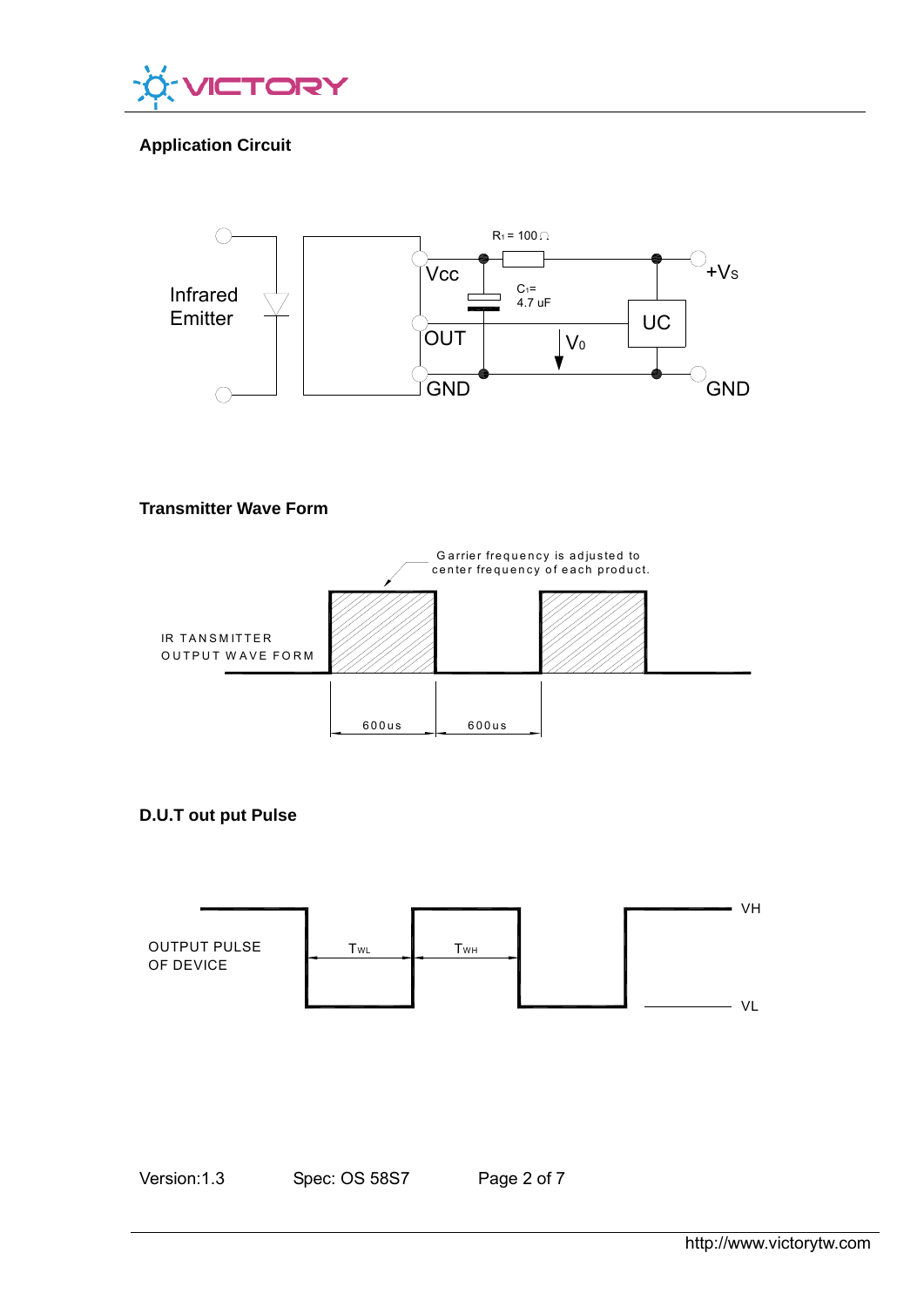## Application Circuit

Infrared Emitter

$R_1$ = 100Ω

Vcc

$C_1$= 4.7 uF

+$V_S$

UC

OUT

$V_0$

GND

GND

## Transmitter Wave Form

Carrier frequency is adjusted to center frequency of each product.

IR TANSMITTER OUTPUT WAVE FORM

600us

600us

## D.U.T out put Pulse

OUTPUT PULSE OF DEVICE

$T_{WL}$

$T_{WH}$

VH

VL

Version:1.3 Spec: OS 58S7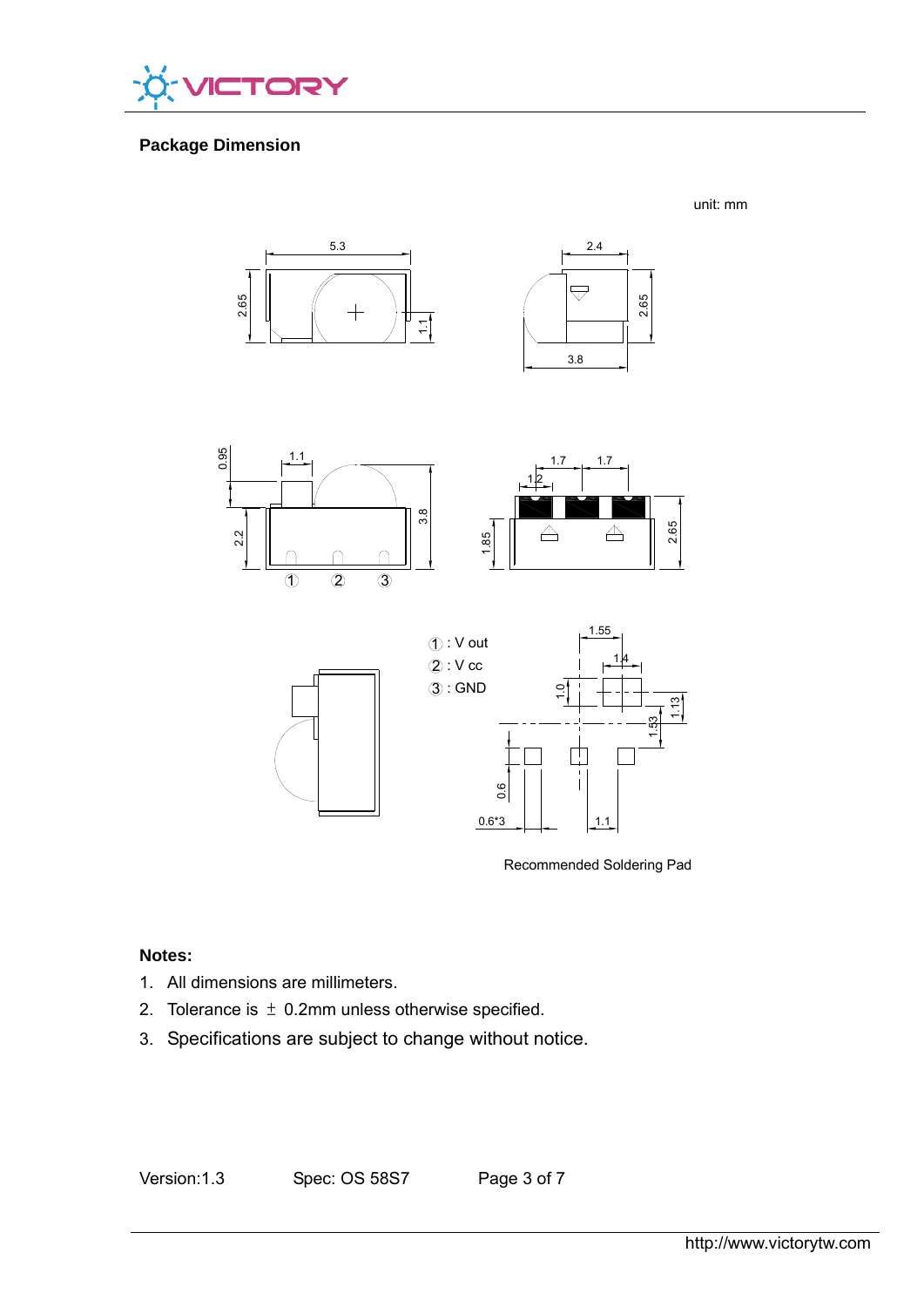## Package Dimension

unit: mm

①: V out

②: V cc

③: GND

Recommended Soldering Pad

**Notes:**

1. All dimensions are millimeters.
2. Tolerance is ± 0.2mm unless otherwise specified.
3. Specifications are subject to change without notice.

Version:1.3 Spec: OS 58S7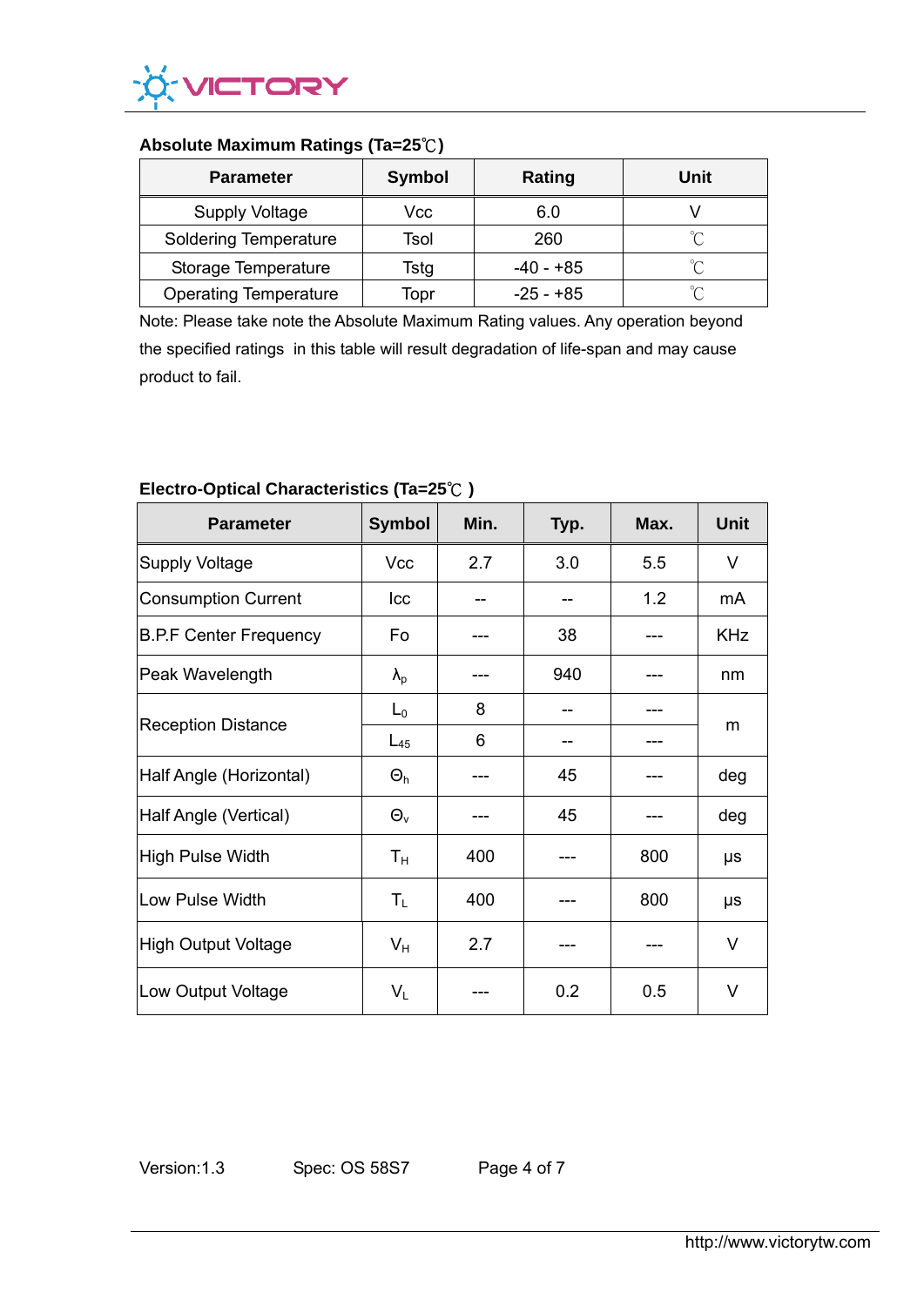### Absolute Maximum Ratings (Ta=25℃)

| Parameter | Symbol | Rating | Unit |
|---|---|---|---|
| Supply Voltage | Vcc | 6.0 | V |
| Soldering Temperature | Tsol | 260 | ℃ |
| Storage Temperature | Tstg | -40 - +85 | ℃ |
| Operating Temperature | Topr | -25 - +85 | ℃ |

Note: Please take note the Absolute Maximum Rating values. Any operation beyond the specified ratings in this table will result degradation of life-span and may cause product to fail.

### Electro-Optical Characteristics (Ta=25℃ )

| Parameter | Symbol | Min. | Typ. | Max. | Unit |
|---|---|---|---|---|---|
| Supply Voltage | Vcc | 2.7 | 3.0 | 5.5 | V |
| Consumption Current | Icc | -- | -- | 1.2 | mA |
| B.P.F Center Frequency | Fo | --- | 38 | --- | KHz |
| Peak Wavelength | $\lambda_p$ | --- | 940 | --- | nm |
| Reception Distance | $L_0$ | 8 | -- | --- | m |
| | $L_{45}$ | 6 | -- | --- | |
| Half Angle (Horizontal) | $\Theta_h$ | --- | 45 | --- | deg |
| Half Angle (Vertical) | $\Theta_v$ | --- | 45 | --- | deg |
| High Pulse Width | $T_H$ | 400 | --- | 800 | μs |
| Low Pulse Width | $T_L$ | 400 | --- | 800 | μs |
| High Output Voltage | $V_H$ | 2.7 | --- | --- | V |
| Low Output Voltage | $V_L$ | --- | 0.2 | 0.5 | V |

Version:1.3 Spec: OS 58S7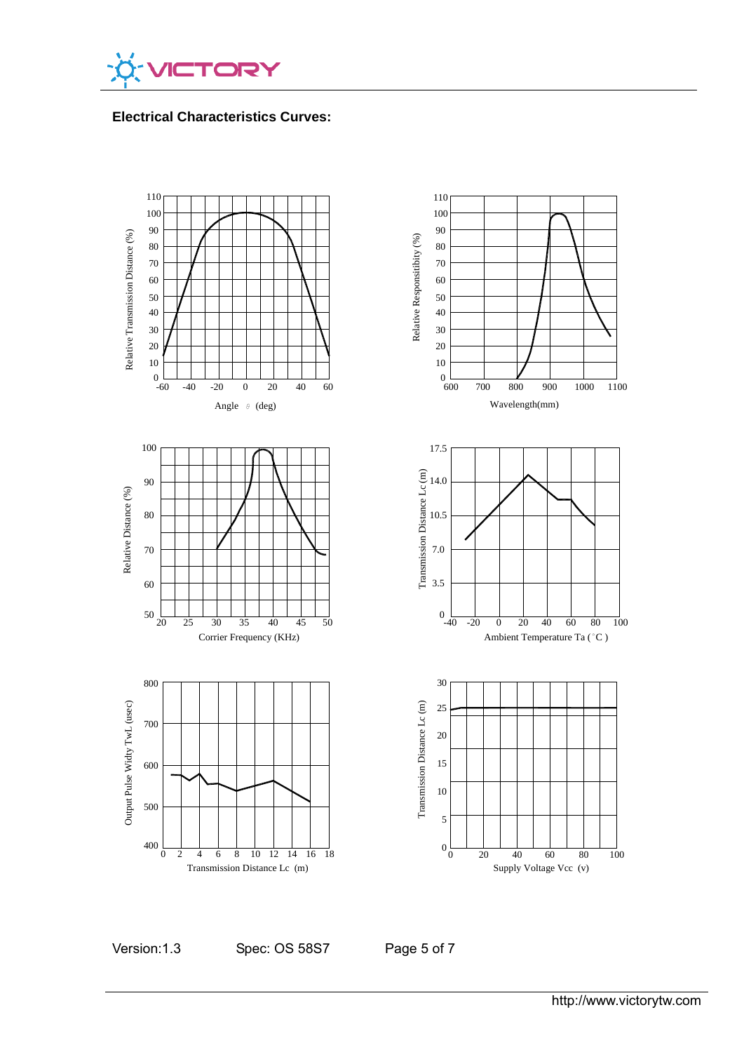## Electrical Characteristics Curves: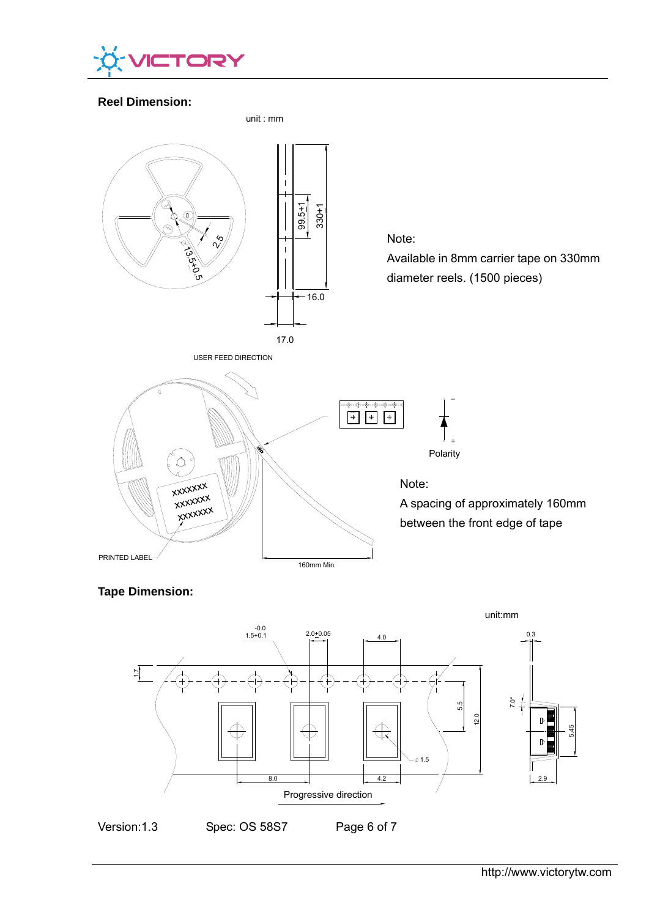## Reel Dimension:

unit : mm

Note:
Available in 8mm carrier tape on 330mm diameter reels. (1500 pieces)

USER FEED DIRECTION

PRINTED LABEL

160mm Min.

Polarity

Note:
A spacing of approximately 160mm between the front edge of tape

## Tape Dimension:

unit:mm

Progressive direction

Version:1.3 Spec: OS 58S7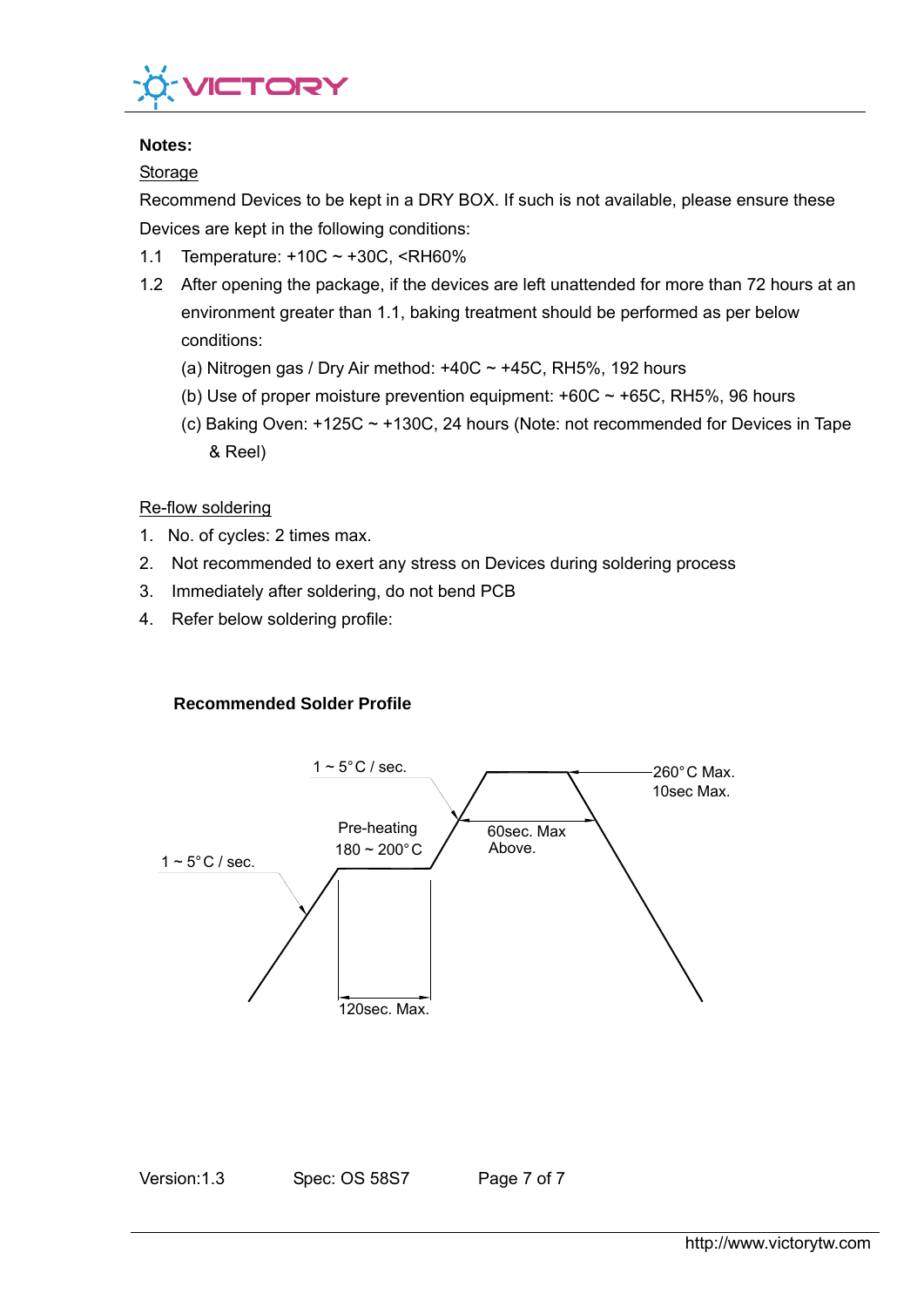**Notes:**

Storage

Recommend Devices to be kept in a DRY BOX. If such is not available, please ensure these Devices are kept in the following conditions:

1.1 Temperature: +10C ~ +30C, <RH60%

1.2 After opening the package, if the devices are left unattended for more than 72 hours at an environment greater than 1.1, baking treatment should be performed as per below conditions:

(a) Nitrogen gas / Dry Air method: +40C ~ +45C, RH5%, 192 hours

(b) Use of proper moisture prevention equipment: +60C ~ +65C, RH5%, 96 hours

(c) Baking Oven: +125C ~ +130C, 24 hours (Note: not recommended for Devices in Tape & Reel)

Re-flow soldering

1. No. of cycles: 2 times max.
2. Not recommended to exert any stress on Devices during soldering process
3. Immediately after soldering, do not bend PCB
4. Refer below soldering profile:

**Recommended Solder Profile**

1 ~ 5°C / sec.

260°C Max.
10sec Max.

Pre-heating
180 ~ 200°C

60sec. Max
Above.

1 ~ 5°C / sec.

120sec. Max.